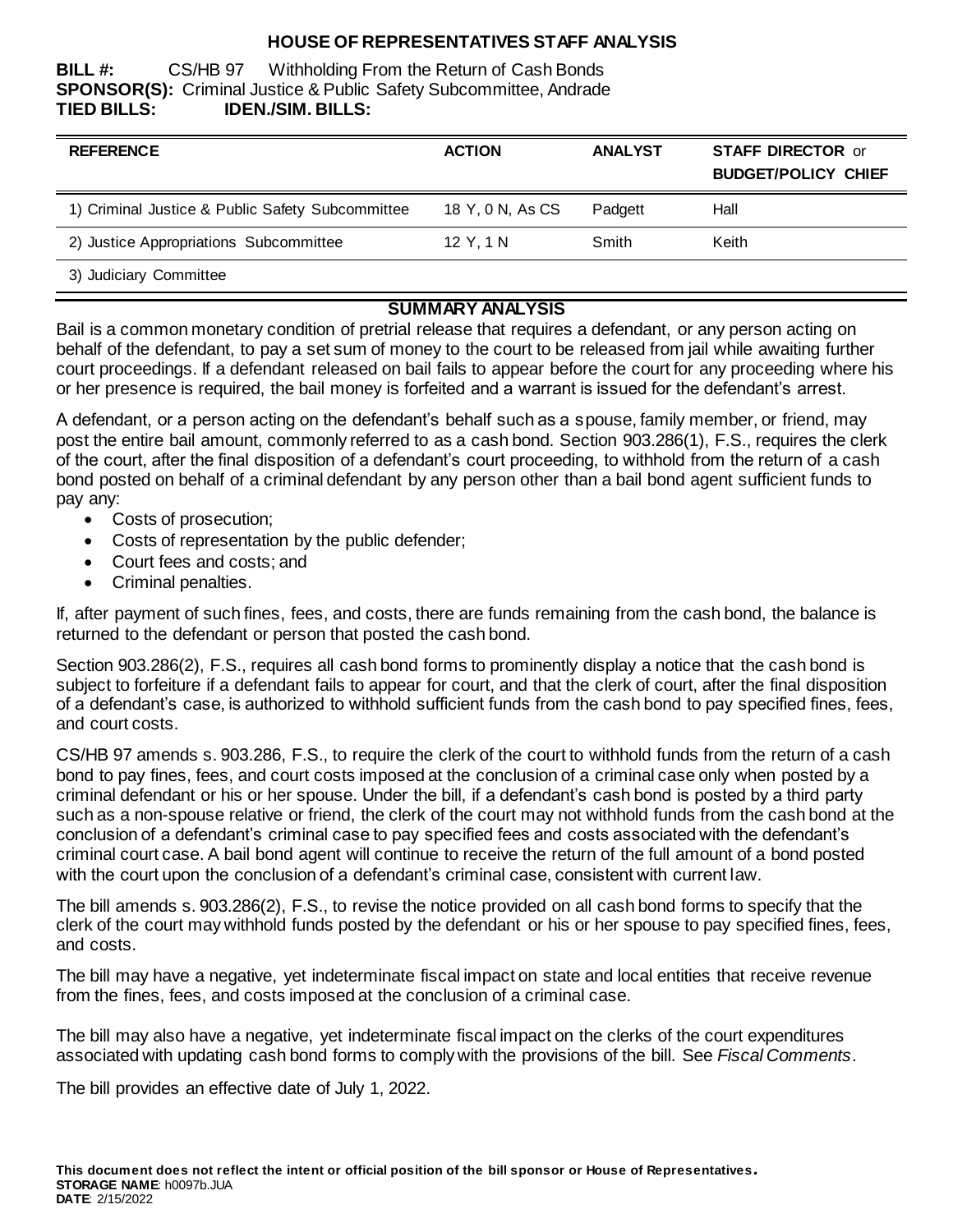# HOUSE OF REPRESENTATIVES STAFF ANALYSIS

**BILL #:** CS/HB 97 Withholding From the Return of Cash Bonds
**SPONSOR(S):** Criminal Justice & Public Safety Subcommittee, Andrade
**TIED BILLS:** **IDEN./SIM. BILLS:**

| REFERENCE | ACTION | ANALYST | STAFF DIRECTOR or BUDGET/POLICY CHIEF |
|---|---|---|---|
| 1) Criminal Justice & Public Safety Subcommittee | 18 Y, 0 N, As CS | Padgett | Hall |
| 2) Justice Appropriations Subcommittee | 12 Y, 1 N | Smith | Keith |
| 3) Judiciary Committee | | | |

## SUMMARY ANALYSIS

Bail is a common monetary condition of pretrial release that requires a defendant, or any person acting on behalf of the defendant, to pay a set sum of money to the court to be released from jail while awaiting further court proceedings. If a defendant released on bail fails to appear before the court for any proceeding where his or her presence is required, the bail money is forfeited and a warrant is issued for the defendant's arrest.

A defendant, or a person acting on the defendant's behalf such as a spouse, family member, or friend, may post the entire bail amount, commonly referred to as a cash bond. Section 903.286(1), F.S., requires the clerk of the court, after the final disposition of a defendant's court proceeding, to withhold from the return of a cash bond posted on behalf of a criminal defendant by any person other than a bail bond agent sufficient funds to pay any:

- Costs of prosecution;
- Costs of representation by the public defender;
- Court fees and costs; and
- Criminal penalties.

If, after payment of such fines, fees, and costs, there are funds remaining from the cash bond, the balance is returned to the defendant or person that posted the cash bond.

Section 903.286(2), F.S., requires all cash bond forms to prominently display a notice that the cash bond is subject to forfeiture if a defendant fails to appear for court, and that the clerk of court, after the final disposition of a defendant's case, is authorized to withhold sufficient funds from the cash bond to pay specified fines, fees, and court costs.

CS/HB 97 amends s. 903.286, F.S., to require the clerk of the court to withhold funds from the return of a cash bond to pay fines, fees, and court costs imposed at the conclusion of a criminal case only when posted by a criminal defendant or his or her spouse. Under the bill, if a defendant's cash bond is posted by a third party such as a non-spouse relative or friend, the clerk of the court may not withhold funds from the cash bond at the conclusion of a defendant's criminal case to pay specified fees and costs associated with the defendant's criminal court case. A bail bond agent will continue to receive the return of the full amount of a bond posted with the court upon the conclusion of a defendant's criminal case, consistent with current law.

The bill amends s. 903.286(2), F.S., to revise the notice provided on all cash bond forms to specify that the clerk of the court may withhold funds posted by the defendant or his or her spouse to pay specified fines, fees, and costs.

The bill may have a negative, yet indeterminate fiscal impact on state and local entities that receive revenue from the fines, fees, and costs imposed at the conclusion of a criminal case.

The bill may also have a negative, yet indeterminate fiscal impact on the clerks of the court expenditures associated with updating cash bond forms to comply with the provisions of the bill. See *Fiscal Comments*.

The bill provides an effective date of July 1, 2022.

**This document does not reflect the intent or official position of the bill sponsor or House of Representatives.**
**STORAGE NAME**: h0097b.JUA
**DATE**: 2/15/2022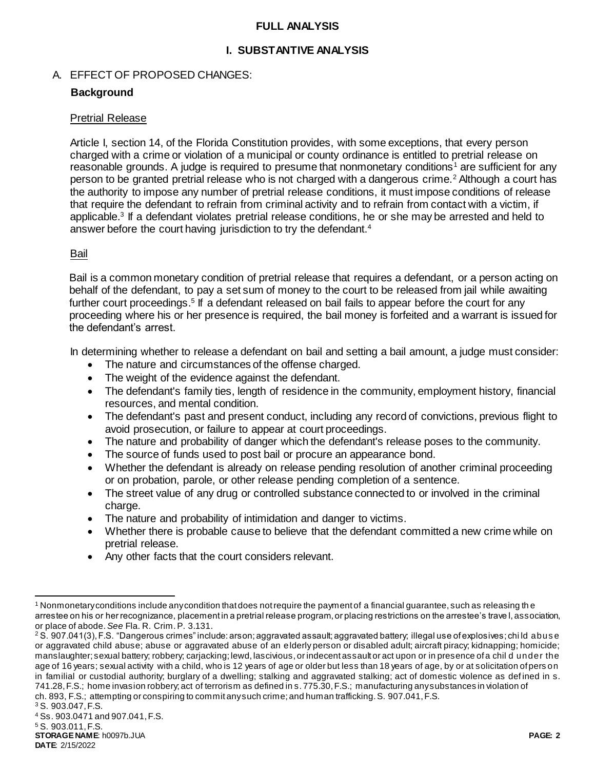## FULL ANALYSIS

## I. SUBSTANTIVE ANALYSIS

### A. EFFECT OF PROPOSED CHANGES:

**Background**

Pretrial Release

Article I, section 14, of the Florida Constitution provides, with some exceptions, that every person charged with a crime or violation of a municipal or county ordinance is entitled to pretrial release on reasonable grounds. A judge is required to presume that nonmonetary conditions[1] are sufficient for any person to be granted pretrial release who is not charged with a dangerous crime.[2] Although a court has the authority to impose any number of pretrial release conditions, it must impose conditions of release that require the defendant to refrain from criminal activity and to refrain from contact with a victim, if applicable.[3] If a defendant violates pretrial release conditions, he or she may be arrested and held to answer before the court having jurisdiction to try the defendant.[4]

Bail

Bail is a common monetary condition of pretrial release that requires a defendant, or a person acting on behalf of the defendant, to pay a set sum of money to the court to be released from jail while awaiting further court proceedings.[5] If a defendant released on bail fails to appear before the court for any proceeding where his or her presence is required, the bail money is forfeited and a warrant is issued for the defendant's arrest.

In determining whether to release a defendant on bail and setting a bail amount, a judge must consider:

- The nature and circumstances of the offense charged.
- The weight of the evidence against the defendant.
- The defendant's family ties, length of residence in the community, employment history, financial resources, and mental condition.
- The defendant's past and present conduct, including any record of convictions, previous flight to avoid prosecution, or failure to appear at court proceedings.
- The nature and probability of danger which the defendant's release poses to the community.
- The source of funds used to post bail or procure an appearance bond.
- Whether the defendant is already on release pending resolution of another criminal proceeding or on probation, parole, or other release pending completion of a sentence.
- The street value of any drug or controlled substance connected to or involved in the criminal charge.
- The nature and probability of intimidation and danger to victims.
- Whether there is probable cause to believe that the defendant committed a new crime while on pretrial release.
- Any other facts that the court considers relevant.

---

[1] Nonmonetary conditions include any condition that does not require the payment of a financial guarantee, such as releasing the arrestee on his or her recognizance, placement in a pretrial release program, or placing restrictions on the arrestee's travel, association, or place of abode. *See* Fla. R. Crim. P. 3.131.

[2] S. 907.041(3), F.S. "Dangerous crimes" include: arson; aggravated assault; aggravated battery; illegal use of explosives; child abuse or aggravated child abuse; abuse or aggravated abuse of an elderly person or disabled adult; aircraft piracy; kidnapping; homicide; manslaughter; sexual battery; robbery; carjacking; lewd, lascivious, or indecent assault or act upon or in presence of a child under the age of 16 years; sexual activity with a child, who is 12 years of age or older but less than 18 years of age, by or at solicitation of person in familial or custodial authority; burglary of a dwelling; stalking and aggravated stalking; act of domestic violence as defined in s. 741.28, F.S.; home invasion robbery; act of terrorism as defined in s. 775.30, F.S.; manufacturing any substances in violation of ch. 893, F.S.; attempting or conspiring to commit any such crime; and human trafficking. S. 907.041, F.S.

[3] S. 903.047, F.S.

[4] Ss. 903.0471 and 907.041, F.S.

[5] S. 903.011, F.S.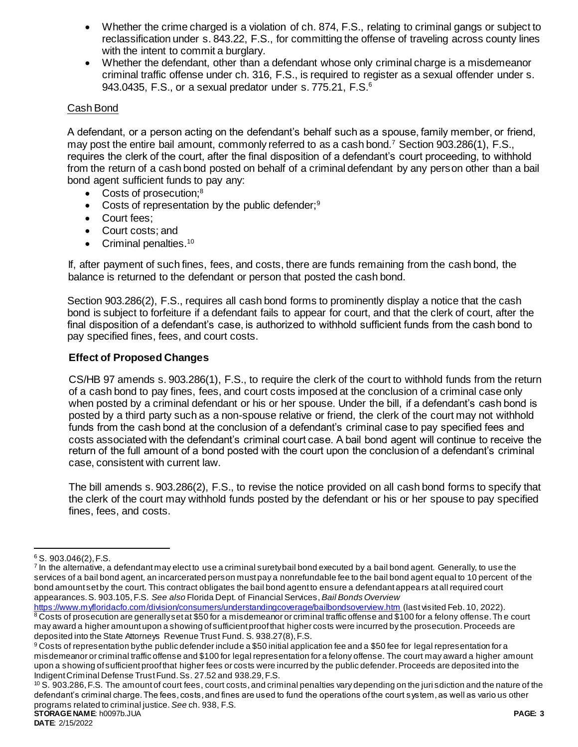- Whether the crime charged is a violation of ch. 874, F.S., relating to criminal gangs or subject to reclassification under s. 843.22, F.S., for committing the offense of traveling across county lines with the intent to commit a burglary.
- Whether the defendant, other than a defendant whose only criminal charge is a misdemeanor criminal traffic offense under ch. 316, F.S., is required to register as a sexual offender under s. 943.0435, F.S., or a sexual predator under s. 775.21, F.S.[6]

Cash Bond

A defendant, or a person acting on the defendant's behalf such as a spouse, family member, or friend, may post the entire bail amount, commonly referred to as a cash bond.[7] Section 903.286(1), F.S., requires the clerk of the court, after the final disposition of a defendant's court proceeding, to withhold from the return of a cash bond posted on behalf of a criminal defendant by any person other than a bail bond agent sufficient funds to pay any:

- Costs of prosecution;[8]
- Costs of representation by the public defender;[9]
- Court fees;
- Court costs; and
- Criminal penalties.[10]

If, after payment of such fines, fees, and costs, there are funds remaining from the cash bond, the balance is returned to the defendant or person that posted the cash bond.

Section 903.286(2), F.S., requires all cash bond forms to prominently display a notice that the cash bond is subject to forfeiture if a defendant fails to appear for court, and that the clerk of court, after the final disposition of a defendant's case, is authorized to withhold sufficient funds from the cash bond to pay specified fines, fees, and court costs.

## Effect of Proposed Changes

CS/HB 97 amends s. 903.286(1), F.S., to require the clerk of the court to withhold funds from the return of a cash bond to pay fines, fees, and court costs imposed at the conclusion of a criminal case only when posted by a criminal defendant or his or her spouse. Under the bill, if a defendant's cash bond is posted by a third party such as a non-spouse relative or friend, the clerk of the court may not withhold funds from the cash bond at the conclusion of a defendant's criminal case to pay specified fees and costs associated with the defendant's criminal court case. A bail bond agent will continue to receive the return of the full amount of a bond posted with the court upon the conclusion of a defendant's criminal case, consistent with current law.

The bill amends s. 903.286(2), F.S., to revise the notice provided on all cash bond forms to specify that the clerk of the court may withhold funds posted by the defendant or his or her spouse to pay specified fines, fees, and costs.

---

[6] S. 903.046(2), F.S.

[7] In the alternative, a defendant may elect to use a criminal surety bail bond executed by a bail bond agent. Generally, to use the services of a bail bond agent, an incarcerated person must pay a nonrefundable fee to the bail bond agent equal to 10 percent of the bond amount set by the court. This contract obligates the bail bond agent to ensure a defendant appears at all required court appearances. S. 903.105, F.S. *See also* Florida Dept. of Financial Services, *Bail Bonds Overview* https://www.myfloridacfo.com/division/consumers/understandingcoverage/bailbondsoverview.htm (last visited Feb. 10, 2022).

[8] Costs of prosecution are generally set at $50 for a misdemeanor or criminal traffic offense and $100 for a felony offense. The court may award a higher amount upon a showing of sufficient proof that higher costs were incurred by the prosecution. Proceeds are deposited into the State Attorneys Revenue Trust Fund. S. 938.27(8), F.S.

[9] Costs of representation by the public defender include a $50 initial application fee and a $50 fee for legal representation for a misdemeanor or criminal traffic offense and $100 for legal representation for a felony offense. The court may award a higher amount upon a showing of sufficient proof that higher fees or costs were incurred by the public defender. Proceeds are deposited into the Indigent Criminal Defense Trust Fund. Ss. 27.52 and 938.29, F.S.

[10] S. 903.286, F.S. The amount of court fees, court costs, and criminal penalties vary depending on the jurisdiction and the nature of the defendant's criminal charge. The fees, costs, and fines are used to fund the operations of the court system, as well as various other programs related to criminal justice. *See* ch. 938, F.S.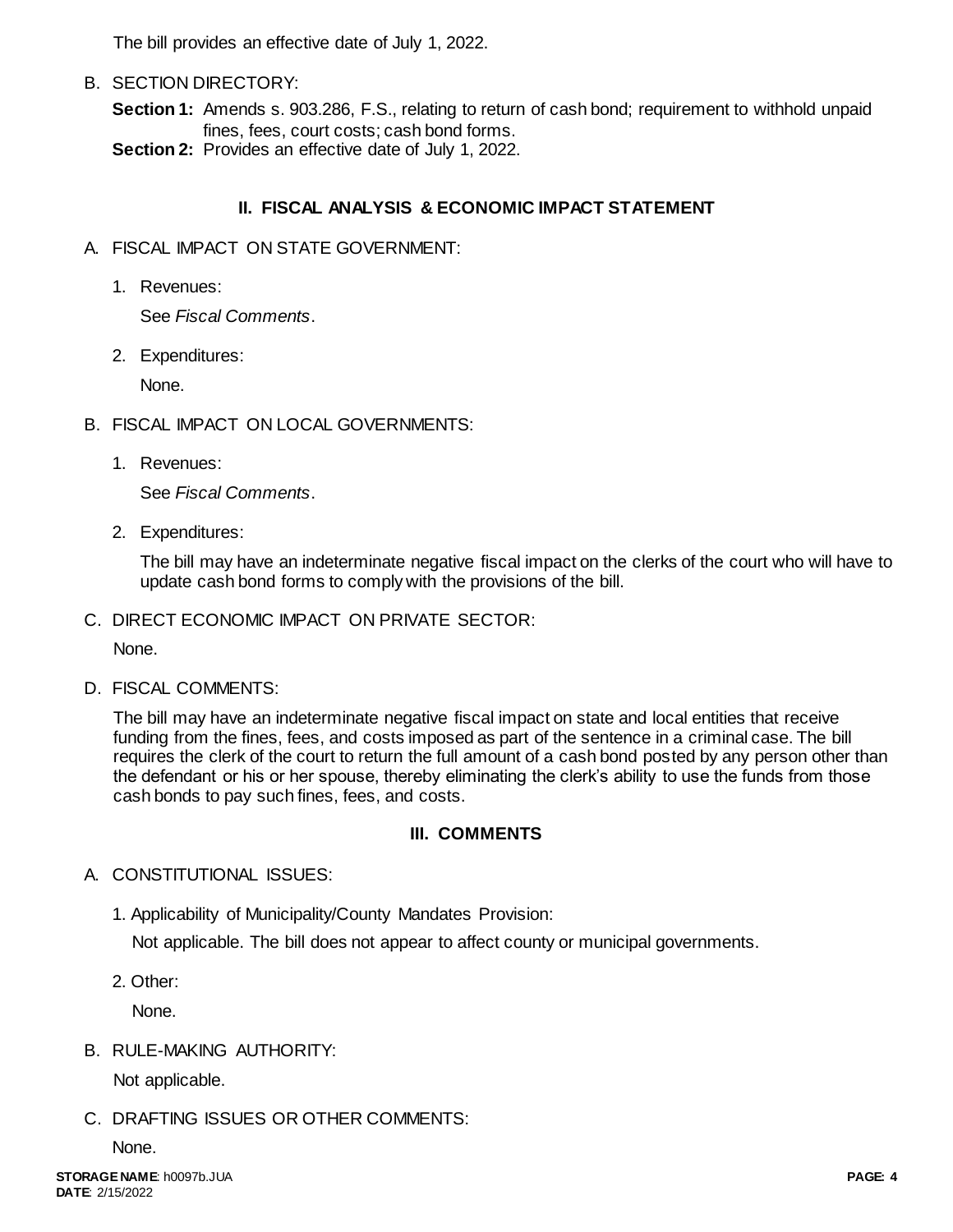The bill provides an effective date of July 1, 2022.

B. SECTION DIRECTORY:

**Section 1:** Amends s. 903.286, F.S., relating to return of cash bond; requirement to withhold unpaid fines, fees, court costs; cash bond forms.

**Section 2:** Provides an effective date of July 1, 2022.

## II. FISCAL ANALYSIS & ECONOMIC IMPACT STATEMENT

A. FISCAL IMPACT ON STATE GOVERNMENT:

1. Revenues:

   See *Fiscal Comments*.

2. Expenditures:

   None.

B. FISCAL IMPACT ON LOCAL GOVERNMENTS:

1. Revenues:

   See *Fiscal Comments*.

2. Expenditures:

   The bill may have an indeterminate negative fiscal impact on the clerks of the court who will have to update cash bond forms to comply with the provisions of the bill.

C. DIRECT ECONOMIC IMPACT ON PRIVATE SECTOR:

None.

D. FISCAL COMMENTS:

The bill may have an indeterminate negative fiscal impact on state and local entities that receive funding from the fines, fees, and costs imposed as part of the sentence in a criminal case. The bill requires the clerk of the court to return the full amount of a cash bond posted by any person other than the defendant or his or her spouse, thereby eliminating the clerk's ability to use the funds from those cash bonds to pay such fines, fees, and costs.

## III. COMMENTS

A. CONSTITUTIONAL ISSUES:

1. Applicability of Municipality/County Mandates Provision:

   Not applicable. The bill does not appear to affect county or municipal governments.

2. Other:

   None.

B. RULE-MAKING AUTHORITY:

Not applicable.

C. DRAFTING ISSUES OR OTHER COMMENTS:

None.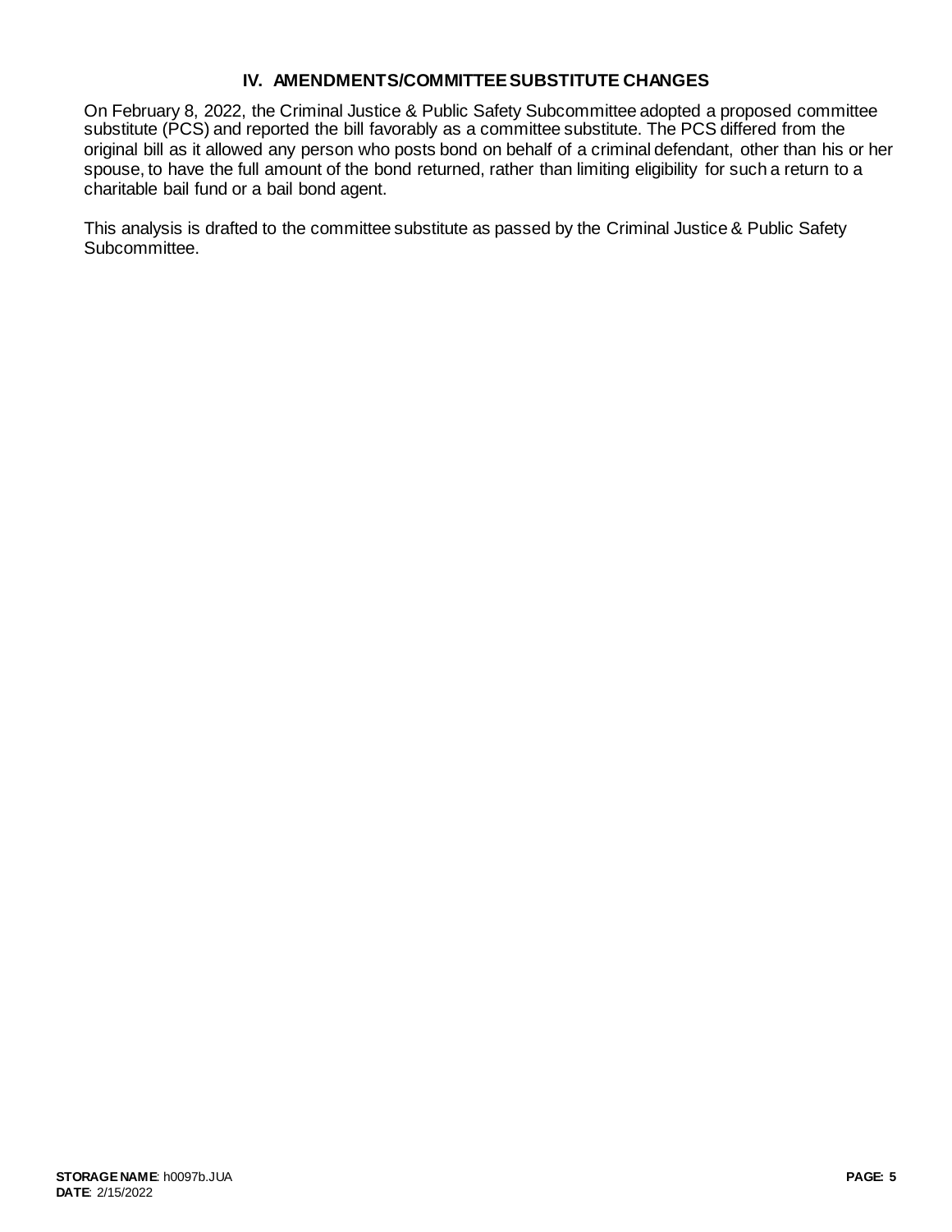## IV. AMENDMENTS/COMMITTEE SUBSTITUTE CHANGES

On February 8, 2022, the Criminal Justice & Public Safety Subcommittee adopted a proposed committee substitute (PCS) and reported the bill favorably as a committee substitute. The PCS differed from the original bill as it allowed any person who posts bond on behalf of a criminal defendant, other than his or her spouse, to have the full amount of the bond returned, rather than limiting eligibility for such a return to a charitable bail fund or a bail bond agent.

This analysis is drafted to the committee substitute as passed by the Criminal Justice & Public Safety Subcommittee.